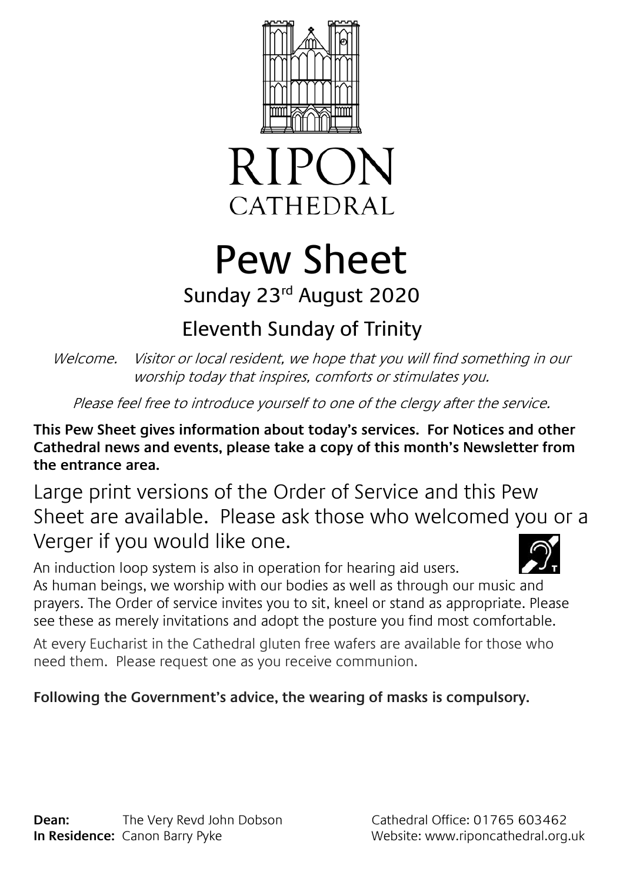RIPON
CATHEDRAL

# Pew Sheet

## Sunday 23rd August 2020

## Eleventh Sunday of Trinity

*Welcome. Visitor or local resident, we hope that you will find something in our worship today that inspires, comforts or stimulates you.*

*Please feel free to introduce yourself to one of the clergy after the service.*

**This Pew Sheet gives information about today's services. For Notices and other Cathedral news and events, please take a copy of this month's Newsletter from the entrance area.**

Large print versions of the Order of Service and this Pew Sheet are available. Please ask those who welcomed you or a Verger if you would like one.

An induction loop system is also in operation for hearing aid users.

As human beings, we worship with our bodies as well as through our music and prayers. The Order of service invites you to sit, kneel or stand as appropriate. Please see these as merely invitations and adopt the posture you find most comfortable.

At every Eucharist in the Cathedral gluten free wafers are available for those who need them. Please request one as you receive communion.

**Following the Government's advice, the wearing of masks is compulsory.**

**Dean:** The Very Revd John Dobson
**In Residence:** Canon Barry Pyke

Cathedral Office: 01765 603462
Website: www.riponcathedral.org.uk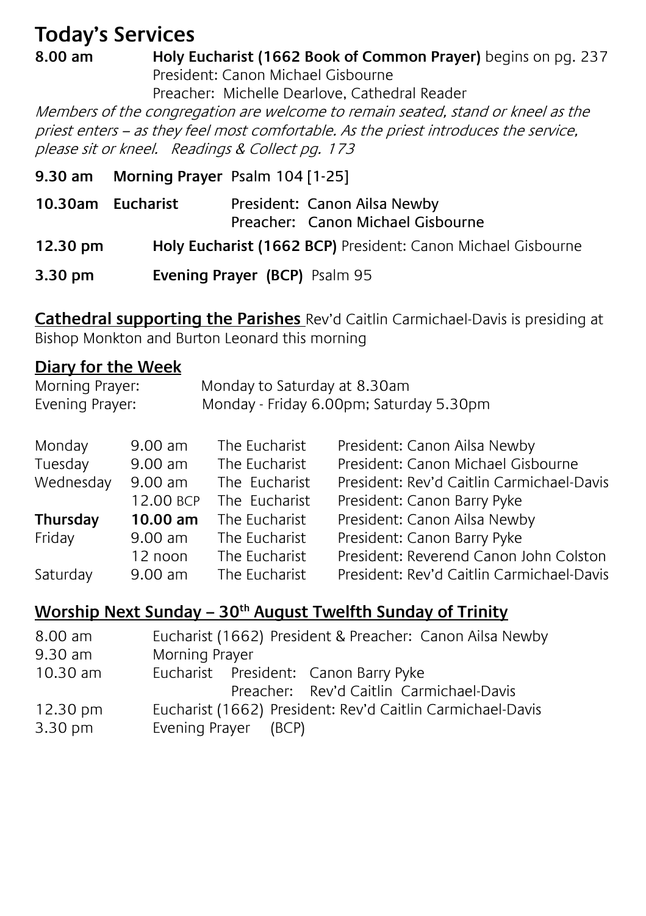# Today's Services

**8.00 am** **Holy Eucharist (1662 Book of Common Prayer)** begins on pg. 237
President: Canon Michael Gisbourne
Preacher: Michelle Dearlove, Cathedral Reader

*Members of the congregation are welcome to remain seated, stand or kneel as the priest enters – as they feel most comfortable. As the priest introduces the service, please sit or kneel. Readings & Collect pg. 173*

**9.30 am** **Morning Prayer** Psalm 104 [1-25]

**10.30am** **Eucharist** President: Canon Ailsa Newby
Preacher: Canon Michael Gisbourne

**12.30 pm** **Holy Eucharist (1662 BCP)** President: Canon Michael Gisbourne

**3.30 pm** **Evening Prayer (BCP)** Psalm 95

**Cathedral supporting the Parishes** Rev'd Caitlin Carmichael-Davis is presiding at Bishop Monkton and Burton Leonard this morning

## Diary for the Week

Morning Prayer: Monday to Saturday at 8.30am
Evening Prayer: Monday - Friday 6.00pm; Saturday 5.30pm

| | | | |
|---|---|---|---|
| Monday | 9.00 am | The Eucharist | President: Canon Ailsa Newby |
| Tuesday | 9.00 am | The Eucharist | President: Canon Michael Gisbourne |
| Wednesday | 9.00 am | The Eucharist | President: Rev'd Caitlin Carmichael-Davis |
| | 12.00 BCP | The Eucharist | President: Canon Barry Pyke |
| **Thursday** | **10.00 am** | The Eucharist | President: Canon Ailsa Newby |
| Friday | 9.00 am | The Eucharist | President: Canon Barry Pyke |
| | 12 noon | The Eucharist | President: Reverend Canon John Colston |
| Saturday | 9.00 am | The Eucharist | President: Rev'd Caitlin Carmichael-Davis |

## Worship Next Sunday – 30th August Twelfth Sunday of Trinity

| | |
|---|---|
| 8.00 am | Eucharist (1662) President & Preacher: Canon Ailsa Newby |
| 9.30 am | Morning Prayer |
| 10.30 am | Eucharist President: Canon Barry Pyke<br>Preacher: Rev'd Caitlin Carmichael-Davis |
| 12.30 pm | Eucharist (1662) President: Rev'd Caitlin Carmichael-Davis |
| 3.30 pm | Evening Prayer (BCP) |